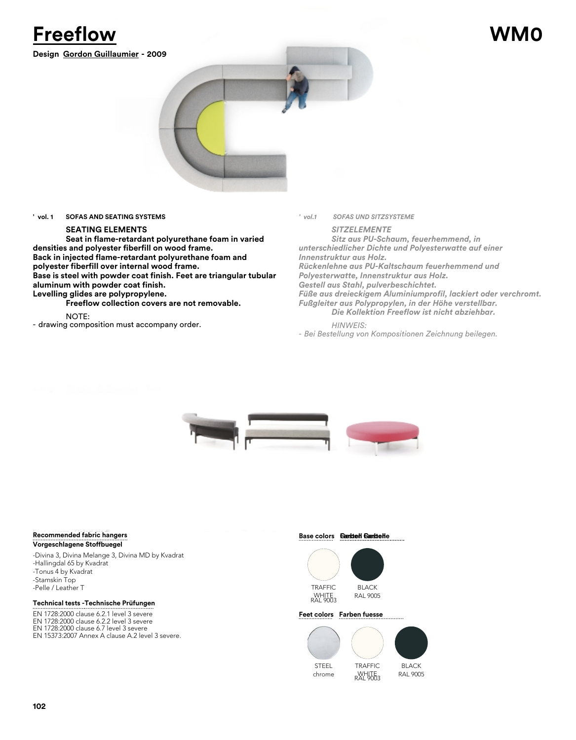# Freeflow

# WM0

**Design Gordon Guillaumier - 2009**

**’ vol. 1 SOFAS AND SEATING SYSTEMS**

**SEATING ELEMENTS**

**Seat in flame-retardant polyurethane foam in varied densities and polyester fiberfill on wood frame.**
**Back in injected flame-retardant polyurethane foam and polyester fiberfill over internal wood frame.**
**Base is steel with powder coat finish. Feet are triangular tubular aluminum with powder coat finish.**
**Levelling glides are polypropylene.**
**Freeflow collection covers are not removable.**

NOTE:
- drawing composition must accompany order.

*’ vol.1 SOFAS UND SITZSYSTEME*

*SITZELEMENTE*

*Sitz aus PU-Schaum, feuerhemmend, in unterschiedlicher Dichte und Polyesterwatte auf einer Innenstruktur aus Holz.*
*Rückenlehne aus PU-Kaltschaum feuerhemmend und Polyesterwatte, Innenstruktur aus Holz.*
*Gestell aus Stahl, pulverbeschichtet.*
*Füße aus dreieckigem Aluminiumprofil, lackiert oder verchromt.*
*Fußgleiter aus Polypropylen, in der Höhe verstellbar.*
*Die Kollektion Freeflow ist nicht abziehbar.*

*HINWEIS:*
*- Bei Bestellung von Kompositionen Zeichnung beilegen.*

**Recommended fabric hangers**
**Vorgeschlagene Stoffbuegel**

-Divina 3, Divina Melange 3, Divina MD by Kvadrat
-Hallingdal 65 by Kvadrat
-Tonus 4 by Kvadrat
-Stamskin Top
-Pelle / Leather T

**Technical tests -Technische Prüfungen**

EN 1728:2000 clause 6.2.1 level 3 severe
EN 1728:2000 clause 6.2.2 level 3 severe
EN 1728:2000 clause 6.7 level 3 severe
EN 15373:2007 Annex A clause A.2 level 3 severe.

**Base colors Gestell Farbe**

TRAFFIC WHITE RAL 9003
BLACK RAL 9005

**Feet colors Farben fuesse**

STEEL chrome
TRAFFIC WHITE RAL 9003
BLACK RAL 9005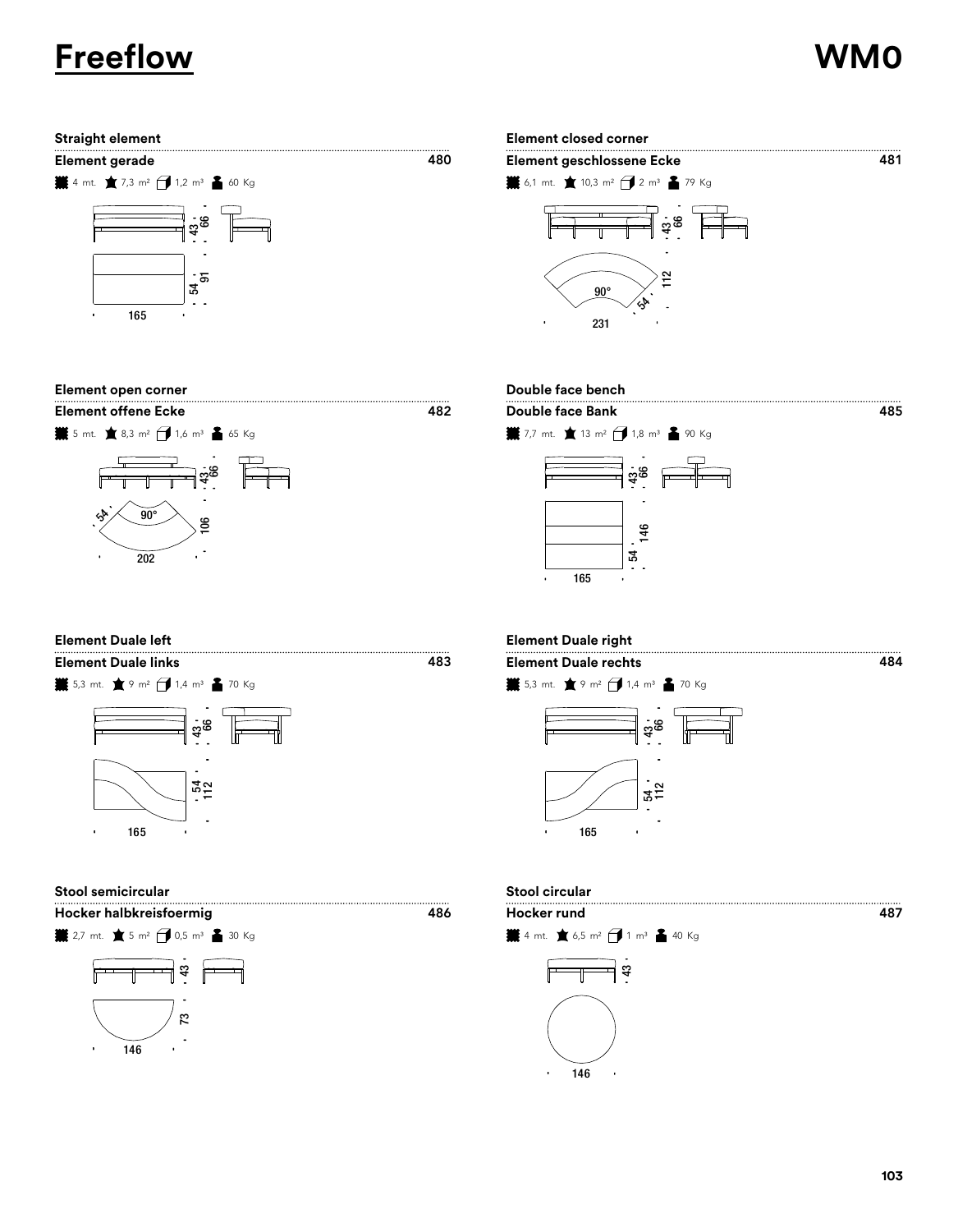# Freeflow

# WM0

### Straight element

**Element gerade** 480

4 mt. 7,3 m² 1,2 m³ 60 Kg

43 · 66 · 54 · 91 · 165

### Element closed corner

**Element geschlossene Ecke** 481

6,1 mt. 10,3 m² 2 m³ 79 Kg

43 · 66 · 112 · 90° · 54 · 231

### Element open corner

**Element offene Ecke** 482

5 mt. 8,3 m² 1,6 m³ 65 Kg

43 · 66 · 54 · 90° · 106 · 202

### Double face bench

**Double face Bank** 485

7,7 mt. 13 m² 1,8 m³ 90 Kg

43 · 66 · 146 · 54 · 165

### Element Duale left

**Element Duale links** 483

5,3 mt. 9 m² 1,4 m³ 70 Kg

43 · 66 · 54 · 112 · 165

### Element Duale right

**Element Duale rechts** 484

5,3 mt. 9 m² 1,4 m³ 70 Kg

43 · 66 · 54 · 112 · 165

### Stool semicircular

**Hocker halbkreisfoermig** 486

2,7 mt. 5 m² 0,5 m³ 30 Kg

43 · 73 · 146

### Stool circular

**Hocker rund** 487

4 mt. 6,5 m² 1 m³ 40 Kg

43 · 146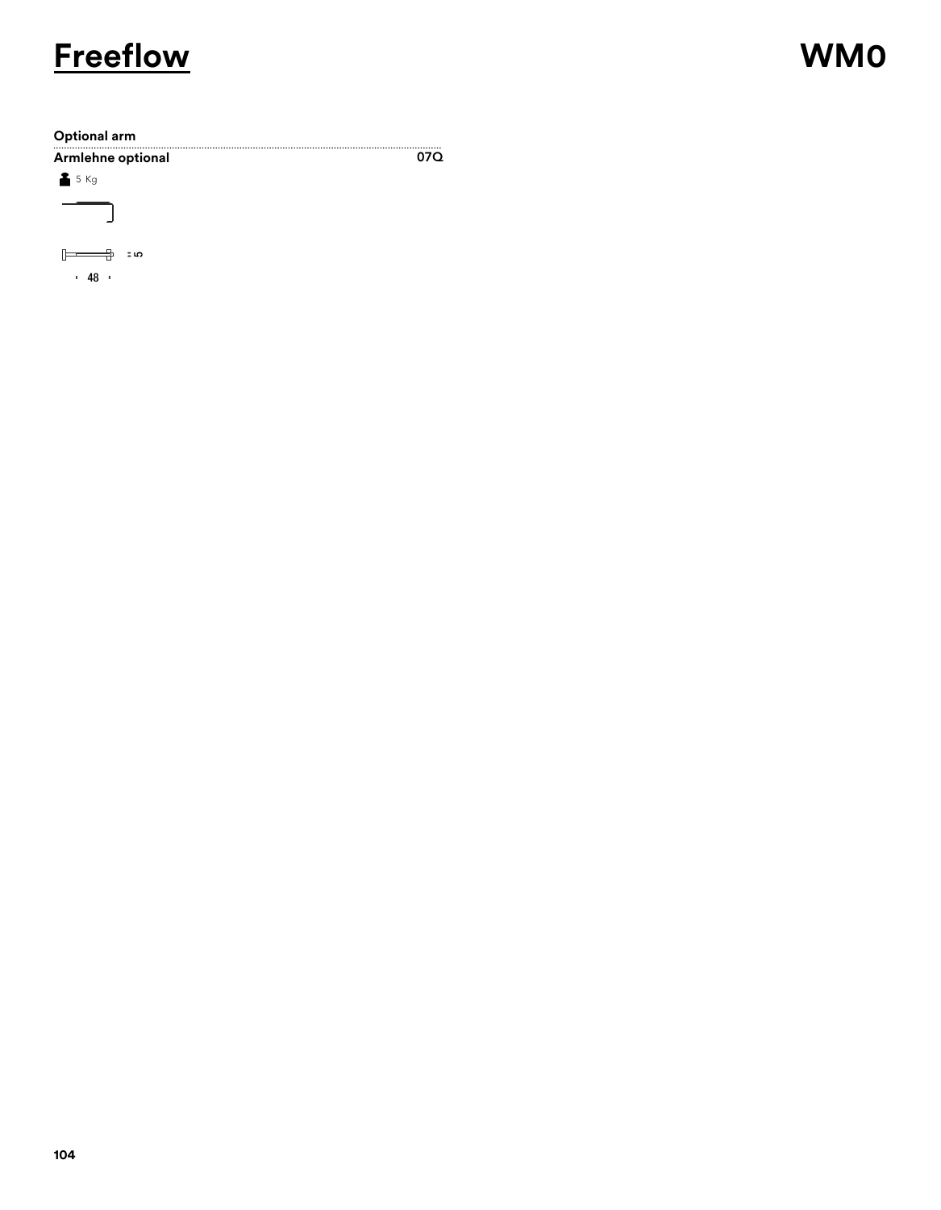# Freeflow

# WM0

**Optional arm**

**Armlehne optional** **07Q**

5 Kg

5

48